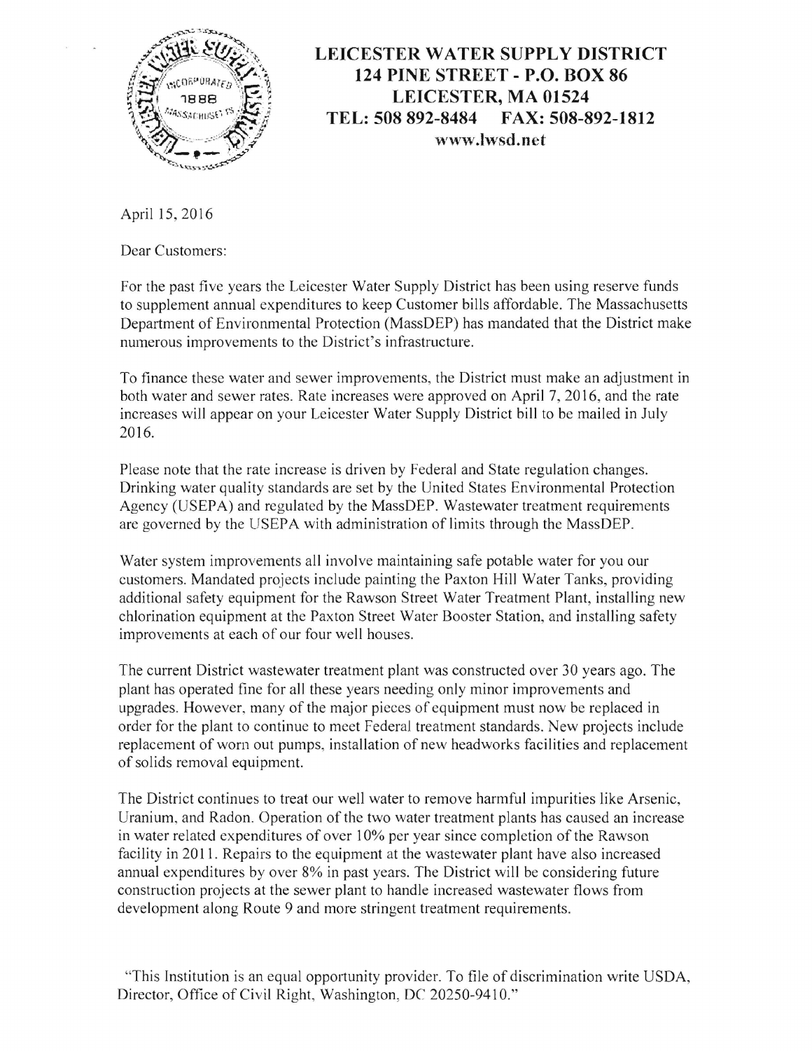# LEICESTER WATER SUPPLY DISTRICT

**124 PINE STREET - P.O. BOX 86**
**LEICESTER, MA 01524**
**TEL: 508 892-8484 FAX: 508-892-1812**
**www.lwsd.net**

April 15, 2016

Dear Customers:

For the past five years the Leicester Water Supply District has been using reserve funds to supplement annual expenditures to keep Customer bills affordable. The Massachusetts Department of Environmental Protection (MassDEP) has mandated that the District make numerous improvements to the District's infrastructure.

To finance these water and sewer improvements, the District must make an adjustment in both water and sewer rates. Rate increases were approved on April 7, 2016, and the rate increases will appear on your Leicester Water Supply District bill to be mailed in July 2016.

Please note that the rate increase is driven by Federal and State regulation changes. Drinking water quality standards are set by the United States Environmental Protection Agency (USEPA) and regulated by the MassDEP. Wastewater treatment requirements are governed by the USEPA with administration of limits through the MassDEP.

Water system improvements all involve maintaining safe potable water for you our customers. Mandated projects include painting the Paxton Hill Water Tanks, providing additional safety equipment for the Rawson Street Water Treatment Plant, installing new chlorination equipment at the Paxton Street Water Booster Station, and installing safety improvements at each of our four well houses.

The current District wastewater treatment plant was constructed over 30 years ago. The plant has operated fine for all these years needing only minor improvements and upgrades. However, many of the major pieces of equipment must now be replaced in order for the plant to continue to meet Federal treatment standards. New projects include replacement of worn out pumps, installation of new headworks facilities and replacement of solids removal equipment.

The District continues to treat our well water to remove harmful impurities like Arsenic, Uranium, and Radon. Operation of the two water treatment plants has caused an increase in water related expenditures of over 10% per year since completion of the Rawson facility in 2011. Repairs to the equipment at the wastewater plant have also increased annual expenditures by over 8% in past years. The District will be considering future construction projects at the sewer plant to handle increased wastewater flows from development along Route 9 and more stringent treatment requirements.

"This Institution is an equal opportunity provider. To file of discrimination write USDA, Director, Office of Civil Right, Washington, DC 20250-9410."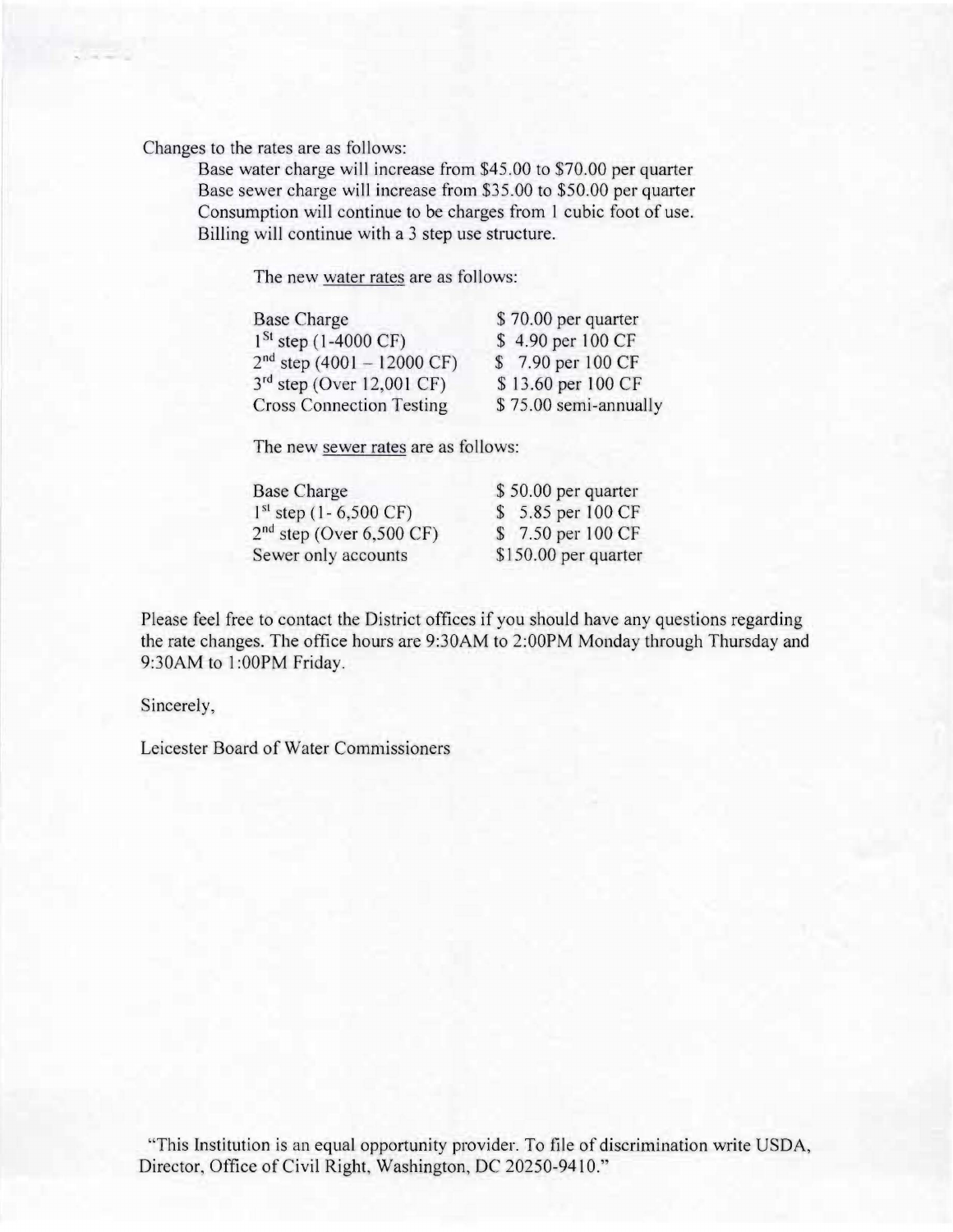Changes to the rates are as follows:

Base water charge will increase from $45.00 to $70.00 per quarter
Base sewer charge will increase from $35.00 to $50.00 per quarter
Consumption will continue to be charges from 1 cubic foot of use.
Billing will continue with a 3 step use structure.

The new water rates are as follows:

| | |
|---|---|
| Base Charge | $ 70.00 per quarter |
| 1St step (1-4000 CF) | $ 4.90 per 100 CF |
| 2nd step (4001 – 12000 CF) | $ 7.90 per 100 CF |
| 3rd step (Over 12,001 CF) | $ 13.60 per 100 CF |
| Cross Connection Testing | $ 75.00 semi-annually |

The new sewer rates are as follows:

| | |
|---|---|
| Base Charge | $ 50.00 per quarter |
| 1st step (1- 6,500 CF) | $ 5.85 per 100 CF |
| 2nd step (Over 6,500 CF) | $ 7.50 per 100 CF |
| Sewer only accounts | $150.00 per quarter |

Please feel free to contact the District offices if you should have any questions regarding the rate changes. The office hours are 9:30AM to 2:00PM Monday through Thursday and 9:30AM to 1:00PM Friday.

Sincerely,

Leicester Board of Water Commissioners

"This Institution is an equal opportunity provider. To file of discrimination write USDA, Director, Office of Civil Right, Washington, DC 20250-9410."